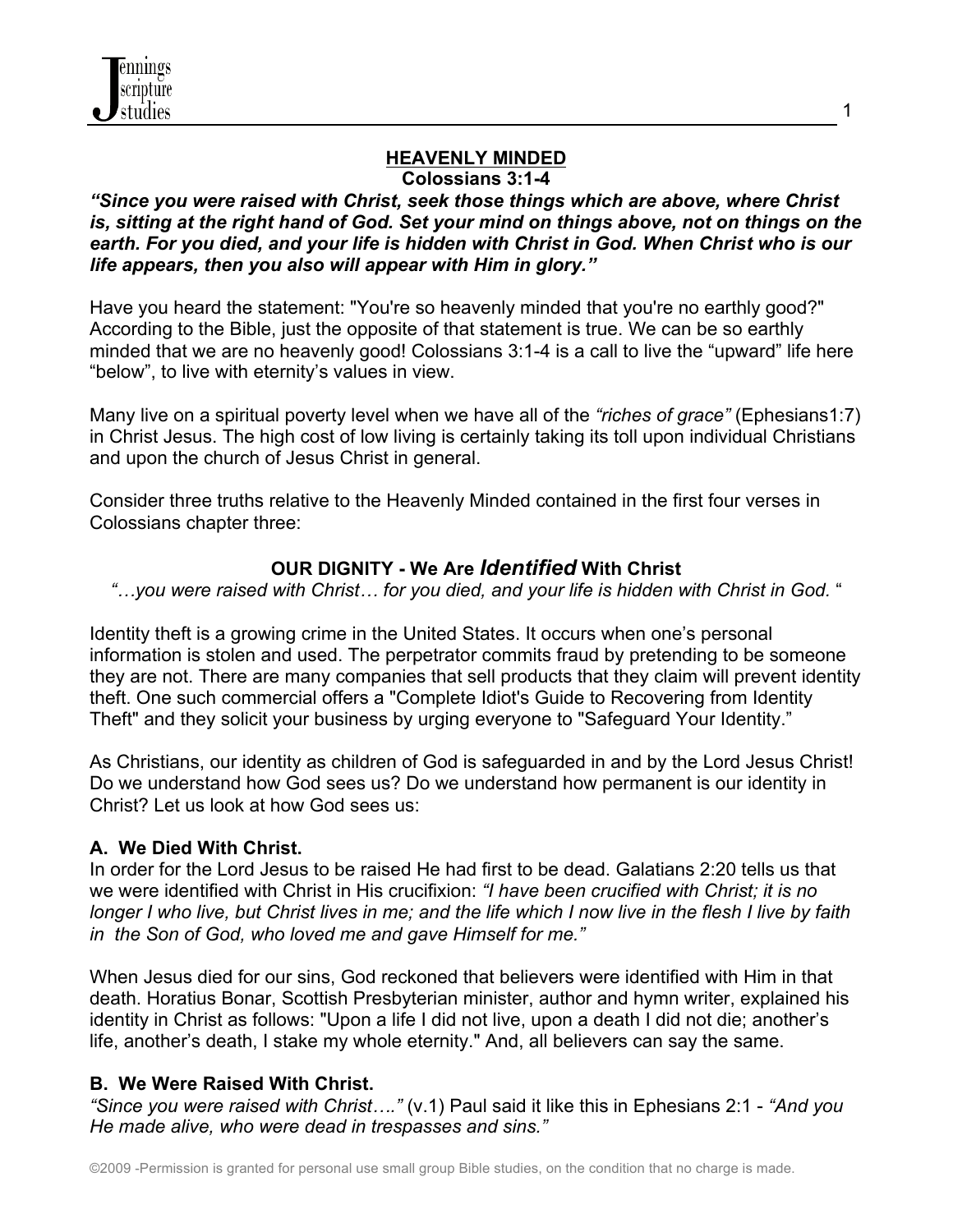# HEAVENLY MINDED

**Colossians 3:1-4**

***"Since you were raised with Christ, seek those things which are above, where Christ is, sitting at the right hand of God. Set your mind on things above, not on things on the earth. For you died, and your life is hidden with Christ in God. When Christ who is our life appears, then you also will appear with Him in glory."***

Have you heard the statement: "You're so heavenly minded that you're no earthly good?" According to the Bible, just the opposite of that statement is true. We can be so earthly minded that we are no heavenly good! Colossians 3:1-4 is a call to live the "upward" life here "below", to live with eternity's values in view.

Many live on a spiritual poverty level when we have all of the *"riches of grace"* (Ephesians1:7) in Christ Jesus. The high cost of low living is certainly taking its toll upon individual Christians and upon the church of Jesus Christ in general.

Consider three truths relative to the Heavenly Minded contained in the first four verses in Colossians chapter three:

## OUR DIGNITY - We Are *Identified* With Christ

*"…you were raised with Christ… for you died, and your life is hidden with Christ in God.* "

Identity theft is a growing crime in the United States. It occurs when one's personal information is stolen and used. The perpetrator commits fraud by pretending to be someone they are not. There are many companies that sell products that they claim will prevent identity theft. One such commercial offers a "Complete Idiot's Guide to Recovering from Identity Theft" and they solicit your business by urging everyone to "Safeguard Your Identity."

As Christians, our identity as children of God is safeguarded in and by the Lord Jesus Christ! Do we understand how God sees us? Do we understand how permanent is our identity in Christ? Let us look at how God sees us:

### A. We Died With Christ.

In order for the Lord Jesus to be raised He had first to be dead. Galatians 2:20 tells us that we were identified with Christ in His crucifixion: *"I have been crucified with Christ; it is no longer I who live, but Christ lives in me; and the life which I now live in the flesh I live by faith in the Son of God, who loved me and gave Himself for me."*

When Jesus died for our sins, God reckoned that believers were identified with Him in that death. Horatius Bonar, Scottish Presbyterian minister, author and hymn writer, explained his identity in Christ as follows: "Upon a life I did not live, upon a death I did not die; another's life, another's death, I stake my whole eternity." And, all believers can say the same.

### B. We Were Raised With Christ.

*"Since you were raised with Christ…."* (v.1) Paul said it like this in Ephesians 2:1 - *"And you He made alive, who were dead in trespasses and sins."*

©2009 -Permission is granted for personal use small group Bible studies, on the condition that no charge is made.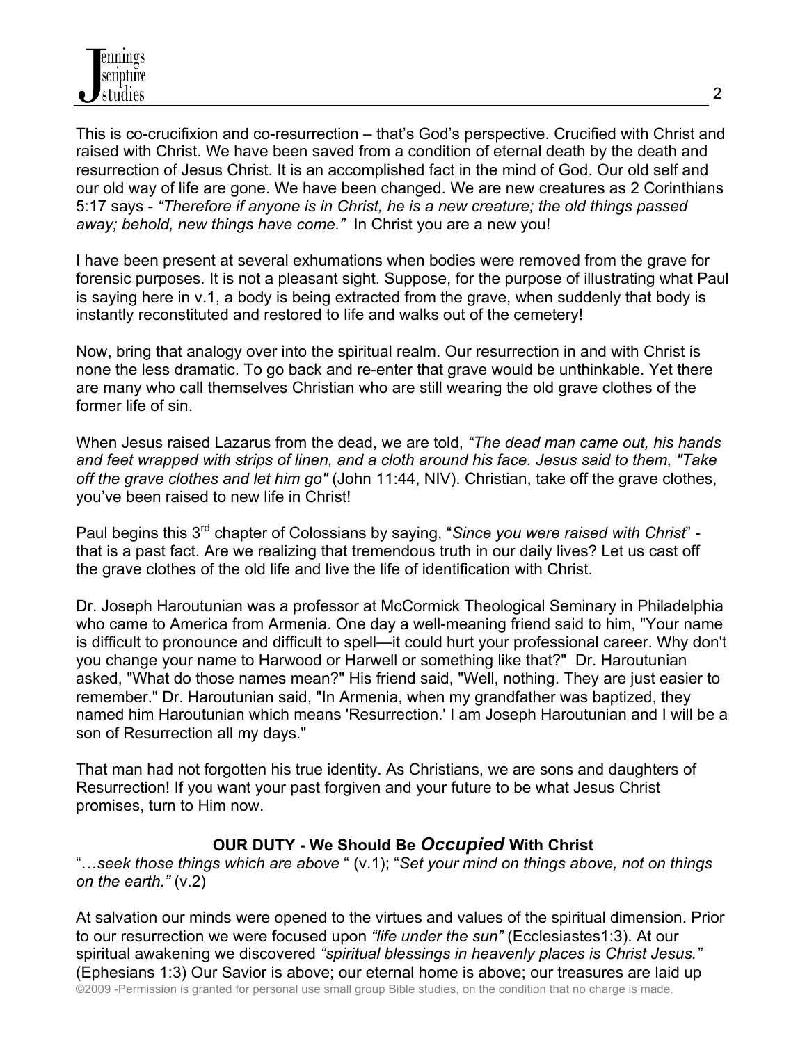This is co-crucifixion and co-resurrection – that's God's perspective. Crucified with Christ and raised with Christ. We have been saved from a condition of eternal death by the death and resurrection of Jesus Christ. It is an accomplished fact in the mind of God. Our old self and our old way of life are gone. We have been changed. We are new creatures as 2 Corinthians 5:17 says - *"Therefore if anyone is in Christ, he is a new creature; the old things passed away; behold, new things have come."* In Christ you are a new you!

I have been present at several exhumations when bodies were removed from the grave for forensic purposes. It is not a pleasant sight. Suppose, for the purpose of illustrating what Paul is saying here in v.1, a body is being extracted from the grave, when suddenly that body is instantly reconstituted and restored to life and walks out of the cemetery!

Now, bring that analogy over into the spiritual realm. Our resurrection in and with Christ is none the less dramatic. To go back and re-enter that grave would be unthinkable. Yet there are many who call themselves Christian who are still wearing the old grave clothes of the former life of sin.

When Jesus raised Lazarus from the dead, we are told, *"The dead man came out, his hands and feet wrapped with strips of linen, and a cloth around his face. Jesus said to them, "Take off the grave clothes and let him go"* (John 11:44, NIV). Christian, take off the grave clothes, you've been raised to new life in Christ!

Paul begins this 3rd chapter of Colossians by saying, "*Since you were raised with Christ*" - that is a past fact. Are we realizing that tremendous truth in our daily lives? Let us cast off the grave clothes of the old life and live the life of identification with Christ.

Dr. Joseph Haroutunian was a professor at McCormick Theological Seminary in Philadelphia who came to America from Armenia. One day a well-meaning friend said to him, "Your name is difficult to pronounce and difficult to spell—it could hurt your professional career. Why don't you change your name to Harwood or Harwell or something like that?" Dr. Haroutunian asked, "What do those names mean?" His friend said, "Well, nothing. They are just easier to remember." Dr. Haroutunian said, "In Armenia, when my grandfather was baptized, they named him Haroutunian which means 'Resurrection.' I am Joseph Haroutunian and I will be a son of Resurrection all my days."

That man had not forgotten his true identity. As Christians, we are sons and daughters of Resurrection! If you want your past forgiven and your future to be what Jesus Christ promises, turn to Him now.

**OUR DUTY - We Should Be *Occupied* With Christ**

"…*seek those things which are above* " (v.1); "*Set your mind on things above, not on things on the earth."* (v.2)

At salvation our minds were opened to the virtues and values of the spiritual dimension. Prior to our resurrection we were focused upon *"life under the sun"* (Ecclesiastes1:3). At our spiritual awakening we discovered *"spiritual blessings in heavenly places is Christ Jesus."* (Ephesians 1:3) Our Savior is above; our eternal home is above; our treasures are laid up

©2009 -Permission is granted for personal use small group Bible studies, on the condition that no charge is made.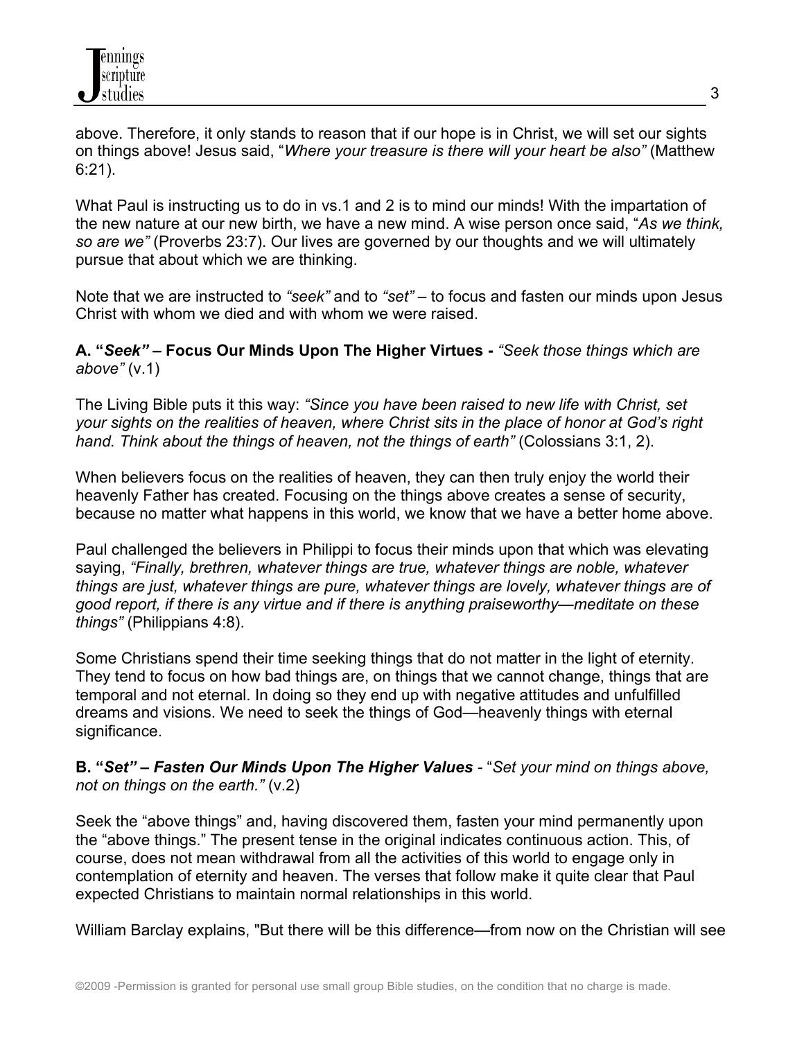above. Therefore, it only stands to reason that if our hope is in Christ, we will set our sights on things above! Jesus said, "*Where your treasure is there will your heart be also"* (Matthew 6:21).

What Paul is instructing us to do in vs.1 and 2 is to mind our minds! With the impartation of the new nature at our new birth, we have a new mind. A wise person once said, "*As we think, so are we"* (Proverbs 23:7). Our lives are governed by our thoughts and we will ultimately pursue that about which we are thinking.

Note that we are instructed to *"seek"* and to *"set"* – to focus and fasten our minds upon Jesus Christ with whom we died and with whom we were raised.

**A. "*Seek"* – Focus Our Minds Upon The Higher Virtues -** *"Seek those things which are above"* (v.1)

The Living Bible puts it this way: *"Since you have been raised to new life with Christ, set your sights on the realities of heaven, where Christ sits in the place of honor at God's right hand. Think about the things of heaven, not the things of earth"* (Colossians 3:1, 2).

When believers focus on the realities of heaven, they can then truly enjoy the world their heavenly Father has created. Focusing on the things above creates a sense of security, because no matter what happens in this world, we know that we have a better home above.

Paul challenged the believers in Philippi to focus their minds upon that which was elevating saying, *"Finally, brethren, whatever things are true, whatever things are noble, whatever things are just, whatever things are pure, whatever things are lovely, whatever things are of good report, if there is any virtue and if there is anything praiseworthy—meditate on these things"* (Philippians 4:8).

Some Christians spend their time seeking things that do not matter in the light of eternity. They tend to focus on how bad things are, on things that we cannot change, things that are temporal and not eternal. In doing so they end up with negative attitudes and unfulfilled dreams and visions. We need to seek the things of God—heavenly things with eternal significance.

**B. "*Set" – Fasten Our Minds Upon The Higher Values*** - "*Set your mind on things above, not on things on the earth."* (v.2)

Seek the "above things" and, having discovered them, fasten your mind permanently upon the "above things." The present tense in the original indicates continuous action. This, of course, does not mean withdrawal from all the activities of this world to engage only in contemplation of eternity and heaven. The verses that follow make it quite clear that Paul expected Christians to maintain normal relationships in this world.

William Barclay explains, "But there will be this difference—from now on the Christian will see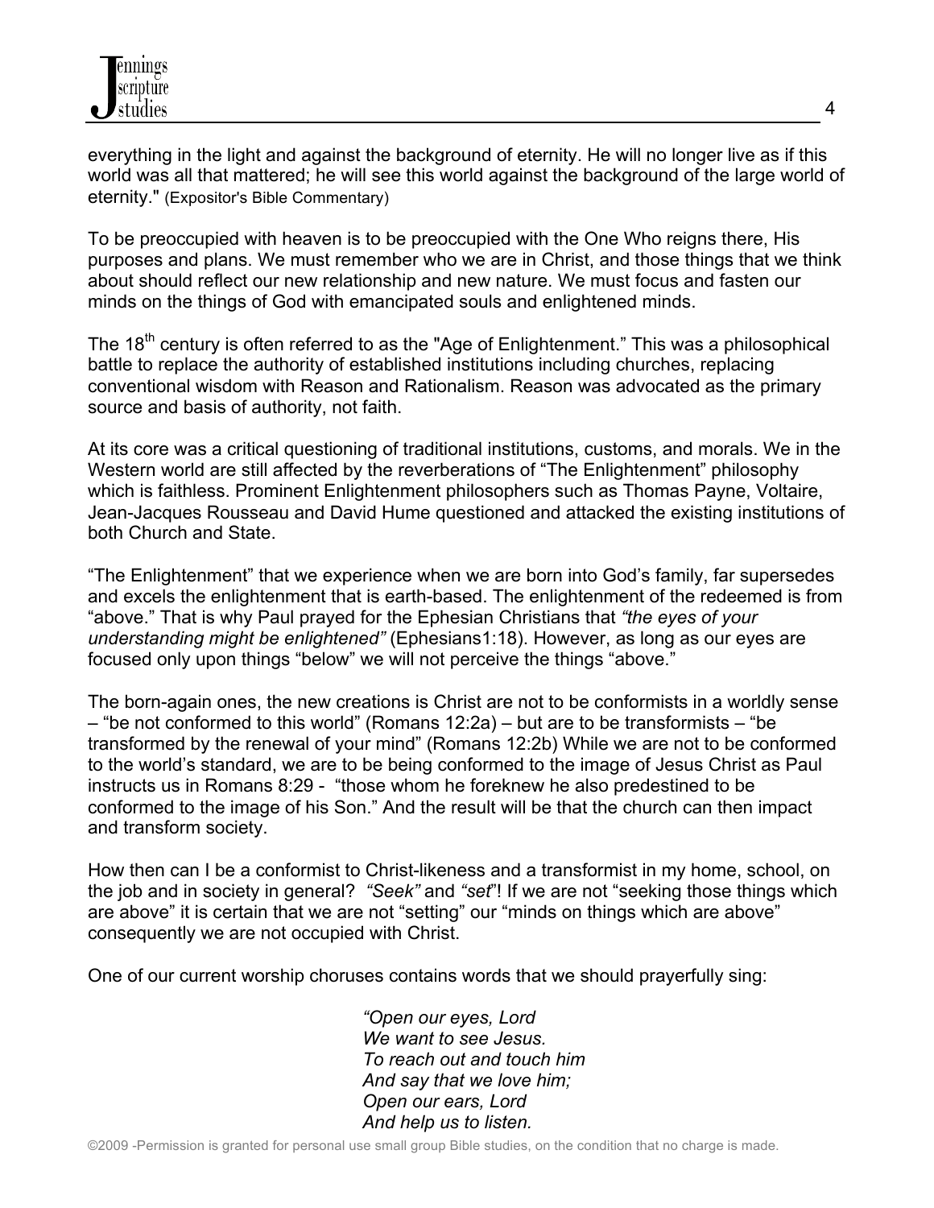everything in the light and against the background of eternity. He will no longer live as if this world was all that mattered; he will see this world against the background of the large world of eternity." (Expositor's Bible Commentary)

To be preoccupied with heaven is to be preoccupied with the One Who reigns there, His purposes and plans. We must remember who we are in Christ, and those things that we think about should reflect our new relationship and new nature. We must focus and fasten our minds on the things of God with emancipated souls and enlightened minds.

The 18th century is often referred to as the "Age of Enlightenment." This was a philosophical battle to replace the authority of established institutions including churches, replacing conventional wisdom with Reason and Rationalism. Reason was advocated as the primary source and basis of authority, not faith.

At its core was a critical questioning of traditional institutions, customs, and morals. We in the Western world are still affected by the reverberations of "The Enlightenment" philosophy which is faithless. Prominent Enlightenment philosophers such as Thomas Payne, Voltaire, Jean-Jacques Rousseau and David Hume questioned and attacked the existing institutions of both Church and State.

"The Enlightenment" that we experience when we are born into God's family, far supersedes and excels the enlightenment that is earth-based. The enlightenment of the redeemed is from "above." That is why Paul prayed for the Ephesian Christians that *"the eyes of your understanding might be enlightened"* (Ephesians1:18). However, as long as our eyes are focused only upon things "below" we will not perceive the things "above."

The born-again ones, the new creations is Christ are not to be conformists in a worldly sense – "be not conformed to this world" (Romans 12:2a) – but are to be transformists – "be transformed by the renewal of your mind" (Romans 12:2b) While we are not to be conformed to the world's standard, we are to be being conformed to the image of Jesus Christ as Paul instructs us in Romans 8:29 - "those whom he foreknew he also predestined to be conformed to the image of his Son." And the result will be that the church can then impact and transform society.

How then can I be a conformist to Christ-likeness and a transformist in my home, school, on the job and in society in general? *"Seek"* and *"set"*! If we are not "seeking those things which are above" it is certain that we are not "setting" our "minds on things which are above" consequently we are not occupied with Christ.

One of our current worship choruses contains words that we should prayerfully sing:

> *"Open our eyes, Lord*
> *We want to see Jesus.*
> *To reach out and touch him*
> *And say that we love him;*
> *Open our ears, Lord*
> *And help us to listen.*

©2009 -Permission is granted for personal use small group Bible studies, on the condition that no charge is made.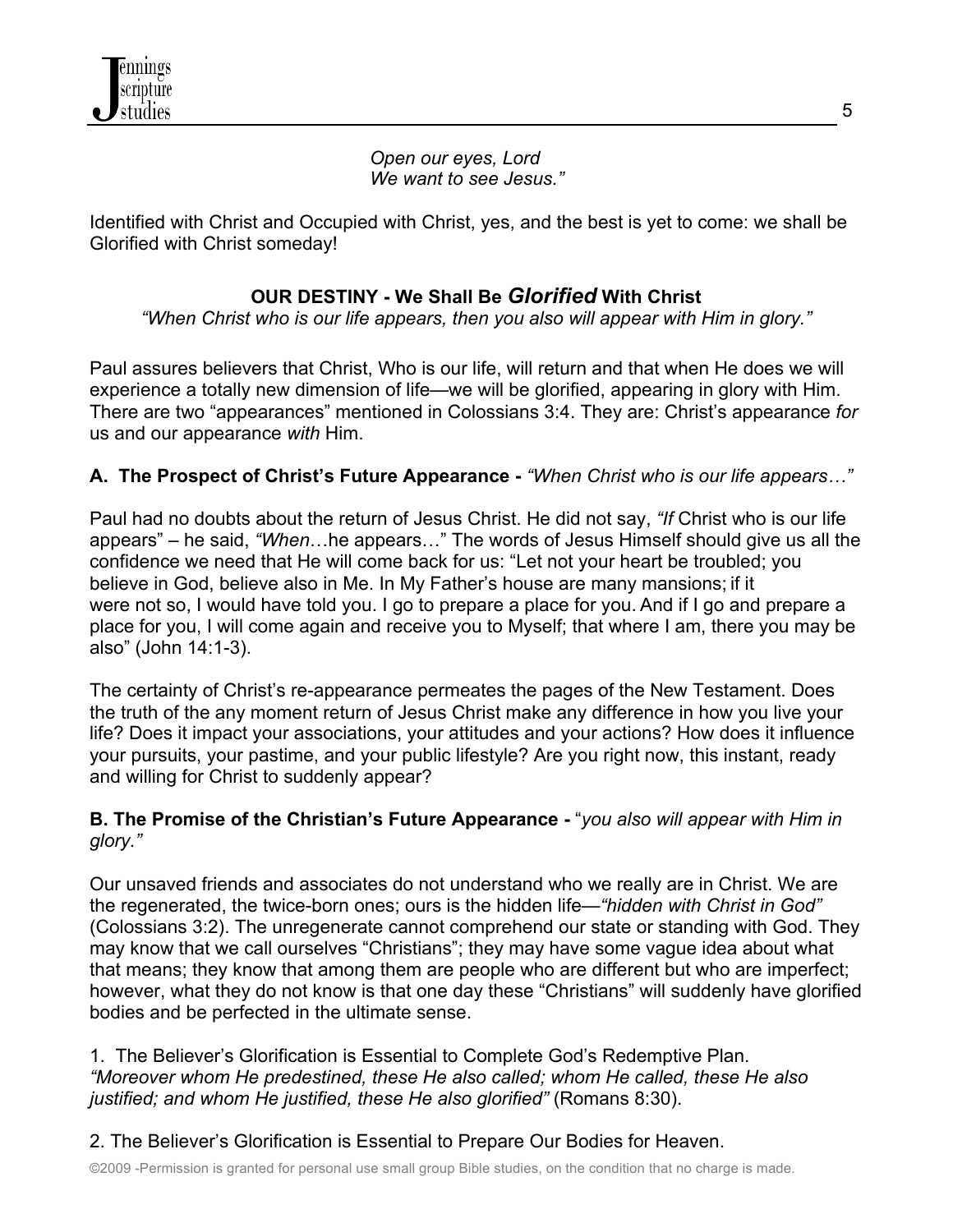*Open our eyes, Lord*
*We want to see Jesus."*

Identified with Christ and Occupied with Christ, yes, and the best is yet to come: we shall be Glorified with Christ someday!

## OUR DESTINY - We Shall Be *Glorified* With Christ

*"When Christ who is our life appears, then you also will appear with Him in glory."*

Paul assures believers that Christ, Who is our life, will return and that when He does we will experience a totally new dimension of life—we will be glorified, appearing in glory with Him. There are two "appearances" mentioned in Colossians 3:4. They are: Christ's appearance *for* us and our appearance *with* Him.

### A. The Prospect of Christ's Future Appearance - *"When Christ who is our life appears…"*

Paul had no doubts about the return of Jesus Christ. He did not say, *"If* Christ who is our life appears" – he said, *"When*…he appears…" The words of Jesus Himself should give us all the confidence we need that He will come back for us: "Let not your heart be troubled; you believe in God, believe also in Me. In My Father's house are many mansions; if it were not so, I would have told you. I go to prepare a place for you. And if I go and prepare a place for you, I will come again and receive you to Myself; that where I am, there you may be also" (John 14:1-3).

The certainty of Christ's re-appearance permeates the pages of the New Testament. Does the truth of the any moment return of Jesus Christ make any difference in how you live your life? Does it impact your associations, your attitudes and your actions? How does it influence your pursuits, your pastime, and your public lifestyle? Are you right now, this instant, ready and willing for Christ to suddenly appear?

### B. The Promise of the Christian's Future Appearance - "*you also will appear with Him in glory."*

Our unsaved friends and associates do not understand who we really are in Christ. We are the regenerated, the twice-born ones; ours is the hidden life—*"hidden with Christ in God"* (Colossians 3:2). The unregenerate cannot comprehend our state or standing with God. They may know that we call ourselves "Christians"; they may have some vague idea about what that means; they know that among them are people who are different but who are imperfect; however, what they do not know is that one day these "Christians" will suddenly have glorified bodies and be perfected in the ultimate sense.

1. The Believer's Glorification is Essential to Complete God's Redemptive Plan.
*"Moreover whom He predestined, these He also called; whom He called, these He also justified; and whom He justified, these He also glorified"* (Romans 8:30).

2. The Believer's Glorification is Essential to Prepare Our Bodies for Heaven.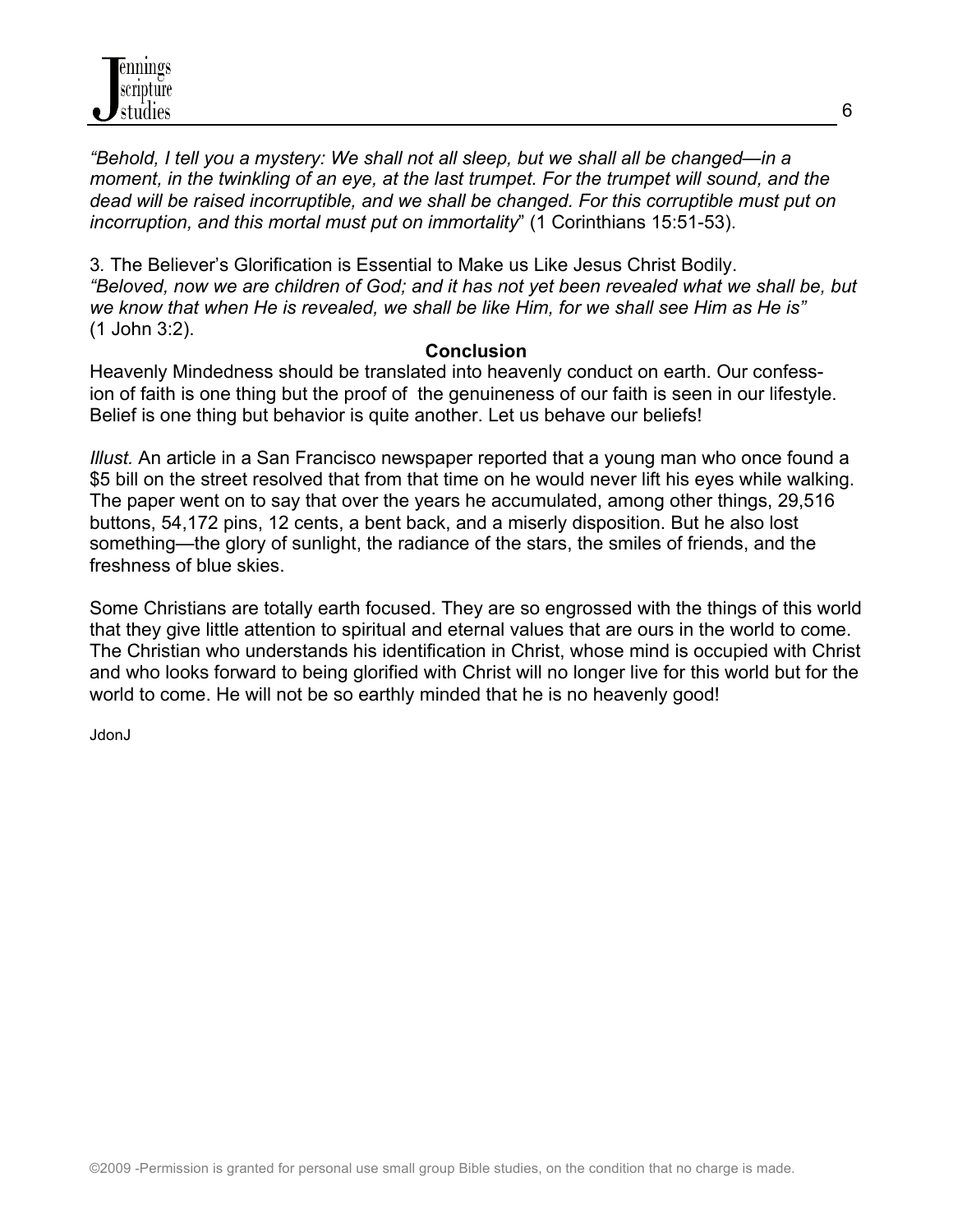*"Behold, I tell you a mystery: We shall not all sleep, but we shall all be changed—in a moment, in the twinkling of an eye, at the last trumpet. For the trumpet will sound, and the dead will be raised incorruptible, and we shall be changed. For this corruptible must put on incorruption, and this mortal must put on immortality*" (1 Corinthians 15:51-53).

3. The Believer's Glorification is Essential to Make us Like Jesus Christ Bodily.
*"Beloved, now we are children of God; and it has not yet been revealed what we shall be, but we know that when He is revealed, we shall be like Him, for we shall see Him as He is"* (1 John 3:2).

**Conclusion**

Heavenly Mindedness should be translated into heavenly conduct on earth. Our confession of faith is one thing but the proof of the genuineness of our faith is seen in our lifestyle. Belief is one thing but behavior is quite another. Let us behave our beliefs!

*Illust.* An article in a San Francisco newspaper reported that a young man who once found a $5 bill on the street resolved that from that time on he would never lift his eyes while walking. The paper went on to say that over the years he accumulated, among other things, 29,516 buttons, 54,172 pins, 12 cents, a bent back, and a miserly disposition. But he also lost something—the glory of sunlight, the radiance of the stars, the smiles of friends, and the freshness of blue skies.

Some Christians are totally earth focused. They are so engrossed with the things of this world that they give little attention to spiritual and eternal values that are ours in the world to come. The Christian who understands his identification in Christ, whose mind is occupied with Christ and who looks forward to being glorified with Christ will no longer live for this world but for the world to come. He will not be so earthly minded that he is no heavenly good!

JdonJ

©2009 -Permission is granted for personal use small group Bible studies, on the condition that no charge is made.